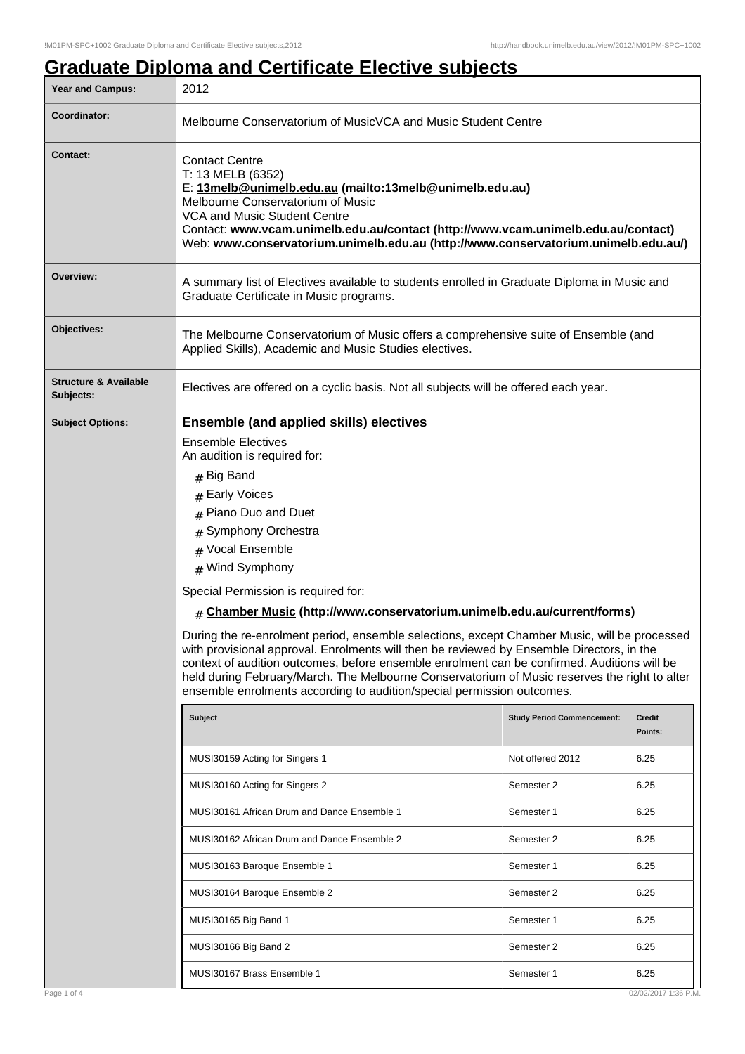# Graduate Diploma and Certificate Elective subjects

| | |
|---|---|
| **Year and Campus:** | 2012 |
| **Coordinator:** | Melbourne Conservatorium of MusicVCA and Music Student Centre |
| **Contact:** | Contact Centre<br>T: 13 MELB (6352)<br>E: **13melb@unimelb.edu.au (mailto:13melb@unimelb.edu.au)**<br>Melbourne Conservatorium of Music<br>VCA and Music Student Centre<br>Contact: **www.vcam.unimelb.edu.au/contact (http://www.vcam.unimelb.edu.au/contact)**<br>Web: **www.conservatorium.unimelb.edu.au (http://www.conservatorium.unimelb.edu.au/)** |
| **Overview:** | A summary list of Electives available to students enrolled in Graduate Diploma in Music and Graduate Certificate in Music programs. |
| **Objectives:** | The Melbourne Conservatorium of Music offers a comprehensive suite of Ensemble (and Applied Skills), Academic and Music Studies electives. |
| **Structure & Available Subjects:** | Electives are offered on a cyclic basis. Not all subjects will be offered each year. |

**Subject Options:**

## Ensemble (and applied skills) electives

Ensemble Electives
An audition is required for:

- Big Band
- Early Voices
- Piano Duo and Duet
- Symphony Orchestra
- Vocal Ensemble
- Wind Symphony

Special Permission is required for:

- **Chamber Music (http://www.conservatorium.unimelb.edu.au/current/forms)**

During the re-enrolment period, ensemble selections, except Chamber Music, will be processed with provisional approval. Enrolments will then be reviewed by Ensemble Directors, in the context of audition outcomes, before ensemble enrolment can be confirmed. Auditions will be held during February/March. The Melbourne Conservatorium of Music reserves the right to alter ensemble enrolments according to audition/special permission outcomes.

| Subject | Study Period Commencement: | Credit Points: |
|---|---|---|
| MUSI30159 Acting for Singers 1 | Not offered 2012 | 6.25 |
| MUSI30160 Acting for Singers 2 | Semester 2 | 6.25 |
| MUSI30161 African Drum and Dance Ensemble 1 | Semester 1 | 6.25 |
| MUSI30162 African Drum and Dance Ensemble 2 | Semester 2 | 6.25 |
| MUSI30163 Baroque Ensemble 1 | Semester 1 | 6.25 |
| MUSI30164 Baroque Ensemble 2 | Semester 2 | 6.25 |
| MUSI30165 Big Band 1 | Semester 1 | 6.25 |
| MUSI30166 Big Band 2 | Semester 2 | 6.25 |
| MUSI30167 Brass Ensemble 1 | Semester 1 | 6.25 |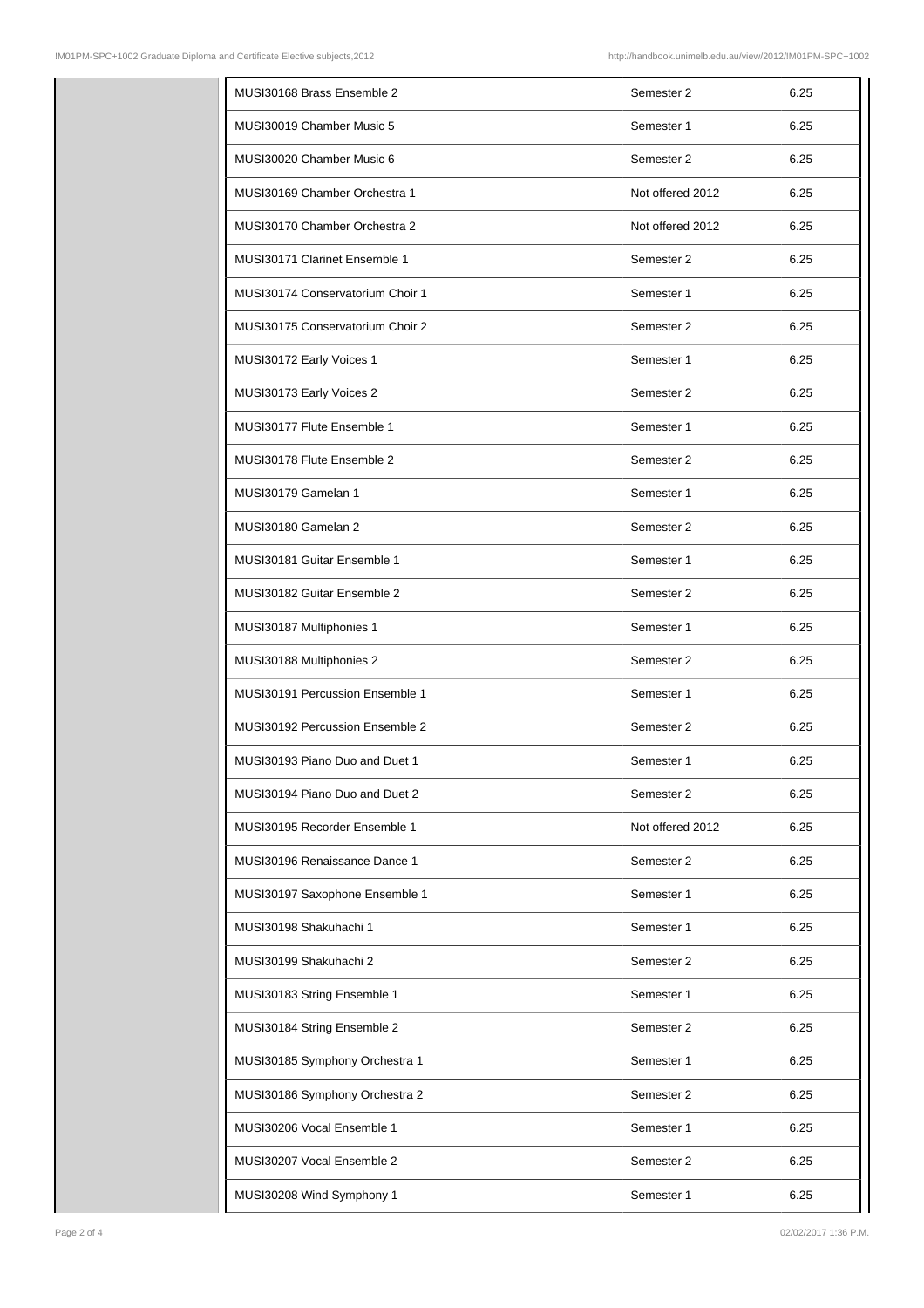| | | |
|---|---|---|
| MUSI30168 Brass Ensemble 2 | Semester 2 | 6.25 |
| MUSI30019 Chamber Music 5 | Semester 1 | 6.25 |
| MUSI30020 Chamber Music 6 | Semester 2 | 6.25 |
| MUSI30169 Chamber Orchestra 1 | Not offered 2012 | 6.25 |
| MUSI30170 Chamber Orchestra 2 | Not offered 2012 | 6.25 |
| MUSI30171 Clarinet Ensemble 1 | Semester 2 | 6.25 |
| MUSI30174 Conservatorium Choir 1 | Semester 1 | 6.25 |
| MUSI30175 Conservatorium Choir 2 | Semester 2 | 6.25 |
| MUSI30172 Early Voices 1 | Semester 1 | 6.25 |
| MUSI30173 Early Voices 2 | Semester 2 | 6.25 |
| MUSI30177 Flute Ensemble 1 | Semester 1 | 6.25 |
| MUSI30178 Flute Ensemble 2 | Semester 2 | 6.25 |
| MUSI30179 Gamelan 1 | Semester 1 | 6.25 |
| MUSI30180 Gamelan 2 | Semester 2 | 6.25 |
| MUSI30181 Guitar Ensemble 1 | Semester 1 | 6.25 |
| MUSI30182 Guitar Ensemble 2 | Semester 2 | 6.25 |
| MUSI30187 Multiphonies 1 | Semester 1 | 6.25 |
| MUSI30188 Multiphonies 2 | Semester 2 | 6.25 |
| MUSI30191 Percussion Ensemble 1 | Semester 1 | 6.25 |
| MUSI30192 Percussion Ensemble 2 | Semester 2 | 6.25 |
| MUSI30193 Piano Duo and Duet 1 | Semester 1 | 6.25 |
| MUSI30194 Piano Duo and Duet 2 | Semester 2 | 6.25 |
| MUSI30195 Recorder Ensemble 1 | Not offered 2012 | 6.25 |
| MUSI30196 Renaissance Dance 1 | Semester 2 | 6.25 |
| MUSI30197 Saxophone Ensemble 1 | Semester 1 | 6.25 |
| MUSI30198 Shakuhachi 1 | Semester 1 | 6.25 |
| MUSI30199 Shakuhachi 2 | Semester 2 | 6.25 |
| MUSI30183 String Ensemble 1 | Semester 1 | 6.25 |
| MUSI30184 String Ensemble 2 | Semester 2 | 6.25 |
| MUSI30185 Symphony Orchestra 1 | Semester 1 | 6.25 |
| MUSI30186 Symphony Orchestra 2 | Semester 2 | 6.25 |
| MUSI30206 Vocal Ensemble 1 | Semester 1 | 6.25 |
| MUSI30207 Vocal Ensemble 2 | Semester 2 | 6.25 |
| MUSI30208 Wind Symphony 1 | Semester 1 | 6.25 |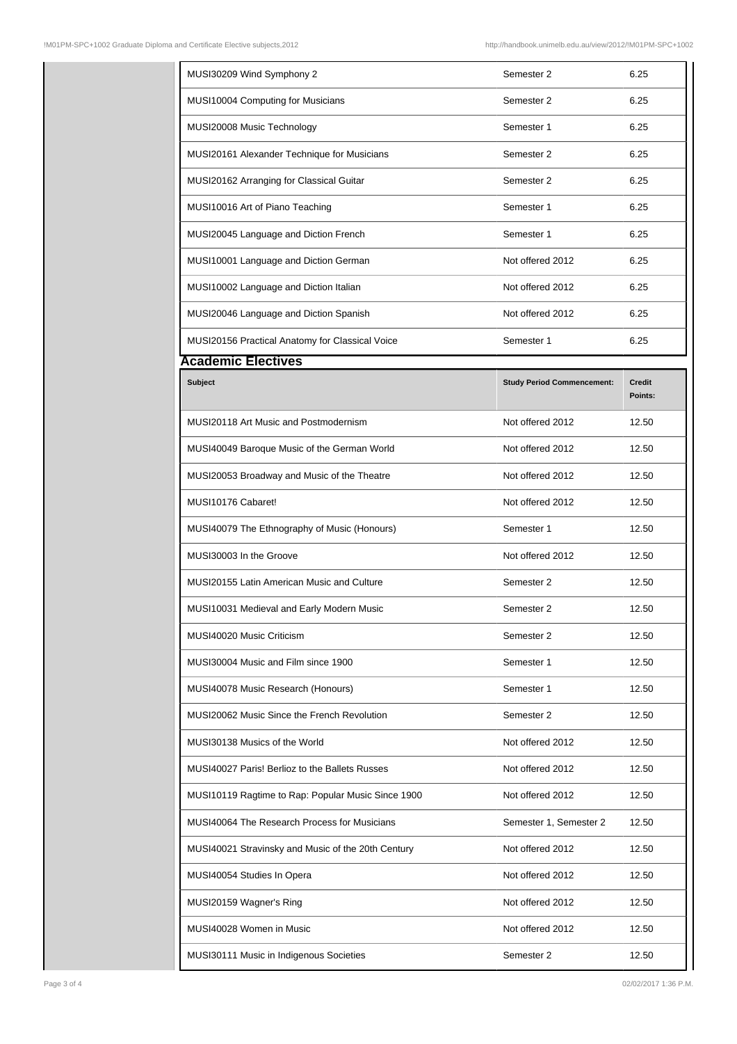| | | |
|---|---|---|
| MUSI30209 Wind Symphony 2 | Semester 2 | 6.25 |
| MUSI10004 Computing for Musicians | Semester 2 | 6.25 |
| MUSI20008 Music Technology | Semester 1 | 6.25 |
| MUSI20161 Alexander Technique for Musicians | Semester 2 | 6.25 |
| MUSI20162 Arranging for Classical Guitar | Semester 2 | 6.25 |
| MUSI10016 Art of Piano Teaching | Semester 1 | 6.25 |
| MUSI20045 Language and Diction French | Semester 1 | 6.25 |
| MUSI10001 Language and Diction German | Not offered 2012 | 6.25 |
| MUSI10002 Language and Diction Italian | Not offered 2012 | 6.25 |
| MUSI20046 Language and Diction Spanish | Not offered 2012 | 6.25 |
| MUSI20156 Practical Anatomy for Classical Voice | Semester 1 | 6.25 |

## Academic Electives

| Subject | Study Period Commencement: | Credit Points: |
|---|---|---|
| MUSI20118 Art Music and Postmodernism | Not offered 2012 | 12.50 |
| MUSI40049 Baroque Music of the German World | Not offered 2012 | 12.50 |
| MUSI20053 Broadway and Music of the Theatre | Not offered 2012 | 12.50 |
| MUSI10176 Cabaret! | Not offered 2012 | 12.50 |
| MUSI40079 The Ethnography of Music (Honours) | Semester 1 | 12.50 |
| MUSI30003 In the Groove | Not offered 2012 | 12.50 |
| MUSI20155 Latin American Music and Culture | Semester 2 | 12.50 |
| MUSI10031 Medieval and Early Modern Music | Semester 2 | 12.50 |
| MUSI40020 Music Criticism | Semester 2 | 12.50 |
| MUSI30004 Music and Film since 1900 | Semester 1 | 12.50 |
| MUSI40078 Music Research (Honours) | Semester 1 | 12.50 |
| MUSI20062 Music Since the French Revolution | Semester 2 | 12.50 |
| MUSI30138 Musics of the World | Not offered 2012 | 12.50 |
| MUSI40027 Paris! Berlioz to the Ballets Russes | Not offered 2012 | 12.50 |
| MUSI10119 Ragtime to Rap: Popular Music Since 1900 | Not offered 2012 | 12.50 |
| MUSI40064 The Research Process for Musicians | Semester 1, Semester 2 | 12.50 |
| MUSI40021 Stravinsky and Music of the 20th Century | Not offered 2012 | 12.50 |
| MUSI40054 Studies In Opera | Not offered 2012 | 12.50 |
| MUSI20159 Wagner's Ring | Not offered 2012 | 12.50 |
| MUSI40028 Women in Music | Not offered 2012 | 12.50 |
| MUSI30111 Music in Indigenous Societies | Semester 2 | 12.50 |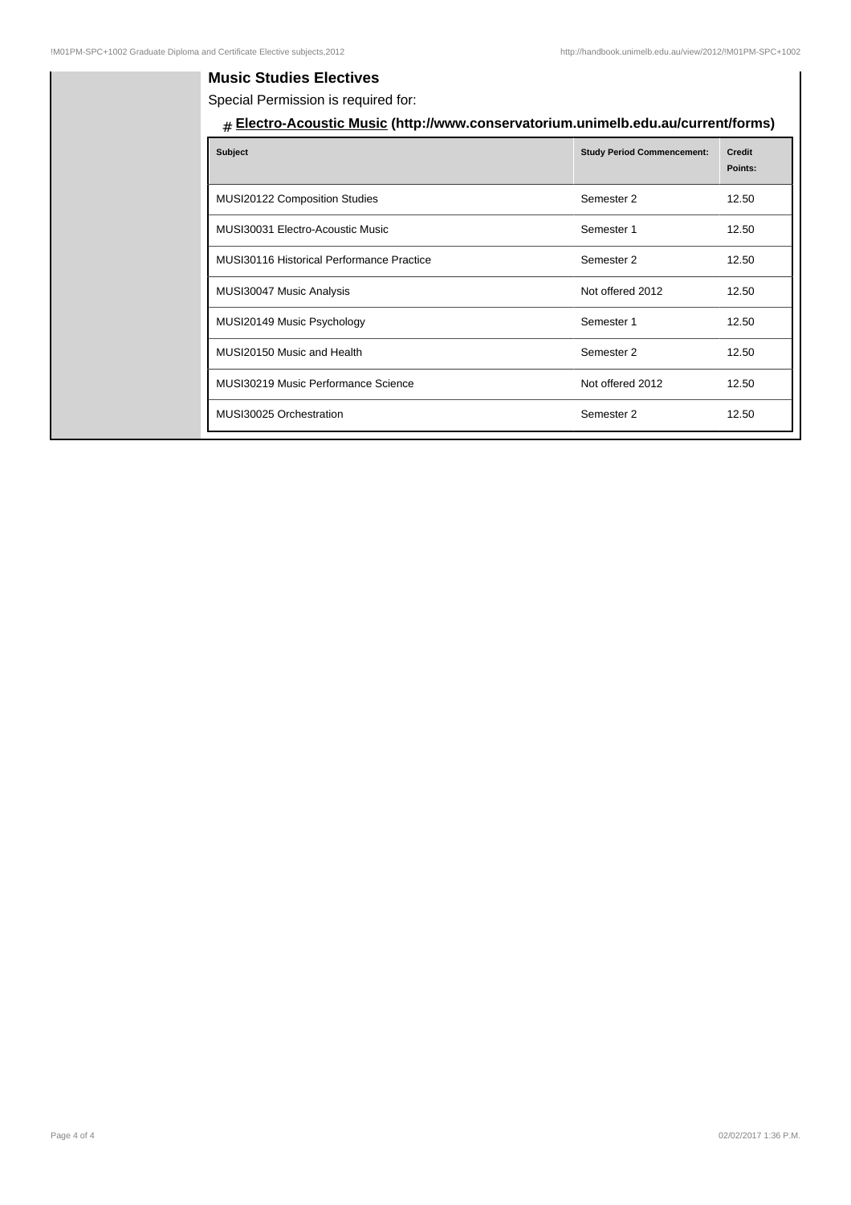## Music Studies Electives

Special Permission is required for:

### # Electro-Acoustic Music (http://www.conservatorium.unimelb.edu.au/current/forms)

| Subject | Study Period Commencement: | Credit Points: |
|---|---|---|
| MUSI20122 Composition Studies | Semester 2 | 12.50 |
| MUSI30031 Electro-Acoustic Music | Semester 1 | 12.50 |
| MUSI30116 Historical Performance Practice | Semester 2 | 12.50 |
| MUSI30047 Music Analysis | Not offered 2012 | 12.50 |
| MUSI20149 Music Psychology | Semester 1 | 12.50 |
| MUSI20150 Music and Health | Semester 2 | 12.50 |
| MUSI30219 Music Performance Science | Not offered 2012 | 12.50 |
| MUSI30025 Orchestration | Semester 2 | 12.50 |